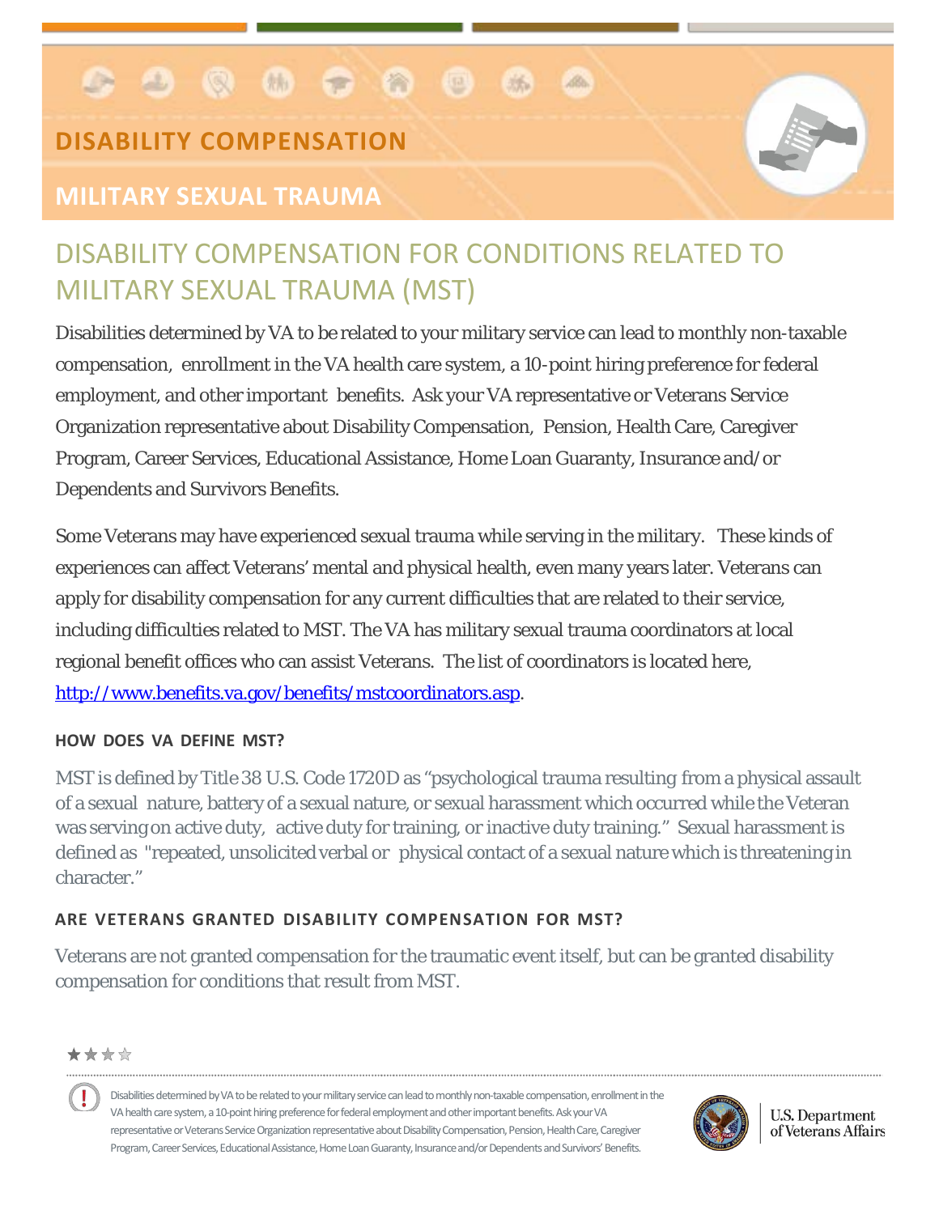# DISABILITY COMPENSATION

## MILITARY SEXUAL TRAUMA

## DISABILITY COMPENSATION FOR CONDITIONS RELATED TO MILITARY SEXUAL TRAUMA (MST)

Disabilities determined by VA to be related to your military service can lead to monthly non-taxable compensation, enrollment in the VA health care system, a 10-point hiring preference for federal employment, and other important benefits. Ask your VA representative or Veterans Service Organization representative about Disability Compensation, Pension, Health Care, Caregiver Program, Career Services, Educational Assistance, Home Loan Guaranty, Insurance and/or Dependents and Survivors Benefits.

Some Veterans may have experienced sexual trauma while serving in the military. These kinds of experiences can affect Veterans' mental and physical health, even many years later. Veterans can apply for disability compensation for any current difficulties that are related to their service, including difficulties related to MST. The VA has military sexual trauma coordinators at local regional benefit offices who can assist Veterans. The list of coordinators is located here, http://www.benefits.va.gov/benefits/mstcoordinators.asp.

### HOW DOES VA DEFINE MST?

MST is defined by Title 38 U.S. Code 1720D as "psychological trauma resulting from a physical assault of a sexual nature, battery of a sexual nature, or sexual harassment which occurred while the Veteran was serving on active duty, active duty for training, or inactive duty training." Sexual harassment is defined as "repeated, unsolicited verbal or physical contact of a sexual nature which is threatening in character."

### ARE VETERANS GRANTED DISABILITY COMPENSATION FOR MST?

Veterans are not granted compensation for the traumatic event itself, but can be granted disability compensation for conditions that result from MST.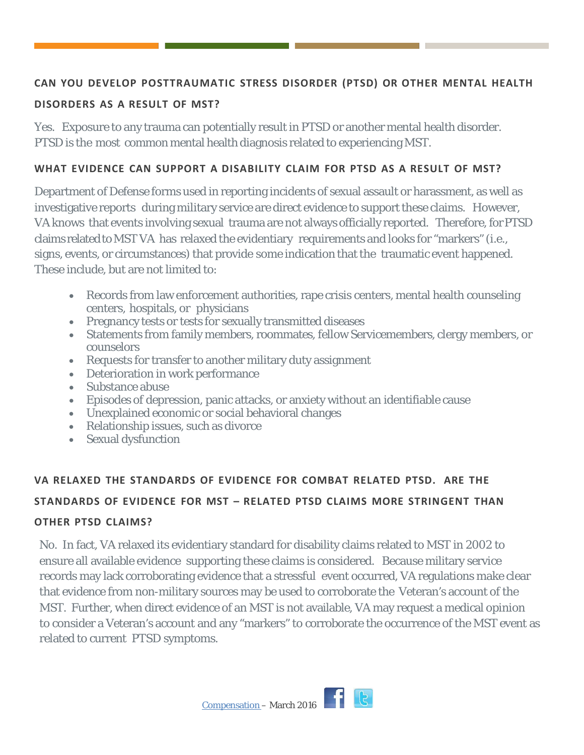### CAN YOU DEVELOP POSTTRAUMATIC STRESS DISORDER (PTSD) OR OTHER MENTAL HEALTH DISORDERS AS A RESULT OF MST?

Yes. Exposure to any trauma can potentially result in PTSD or another mental health disorder. PTSD is the most common mental health diagnosis related to experiencing MST.

### WHAT EVIDENCE CAN SUPPORT A DISABILITY CLAIM FOR PTSD AS A RESULT OF MST?

Department of Defense forms used in reporting incidents of sexual assault or harassment, as well as investigative reports during military service are direct evidence to support these claims. However, VA knows that events involving sexual trauma are not always officially reported. Therefore, for PTSD claims related to MST VA has relaxed the evidentiary requirements and looks for "markers" (i.e., signs, events, or circumstances) that provide some indication that the traumatic event happened. These include, but are not limited to:

- Records from law enforcement authorities, rape crisis centers, mental health counseling centers, hospitals, or physicians
- Pregnancy tests or tests for sexually transmitted diseases
- Statements from family members, roommates, fellow Servicemembers, clergy members, or counselors
- Requests for transfer to another military duty assignment
- Deterioration in work performance
- Substance abuse
- Episodes of depression, panic attacks, or anxiety without an identifiable cause
- Unexplained economic or social behavioral changes
- Relationship issues, such as divorce
- Sexual dysfunction

### VA RELAXED THE STANDARDS OF EVIDENCE FOR COMBAT RELATED PTSD. ARE THE STANDARDS OF EVIDENCE FOR MST – RELATED PTSD CLAIMS MORE STRINGENT THAN OTHER PTSD CLAIMS?

No. In fact, VA relaxed its evidentiary standard for disability claims related to MST in 2002 to ensure all available evidence supporting these claims is considered. Because military service records may lack corroborating evidence that a stressful event occurred, VA regulations make clear that evidence from non-military sources may be used to corroborate the Veteran's account of the MST. Further, when direct evidence of an MST is not available, VA may request a medical opinion to consider a Veteran's account and any "markers" to corroborate the occurrence of the MST event as related to current PTSD symptoms.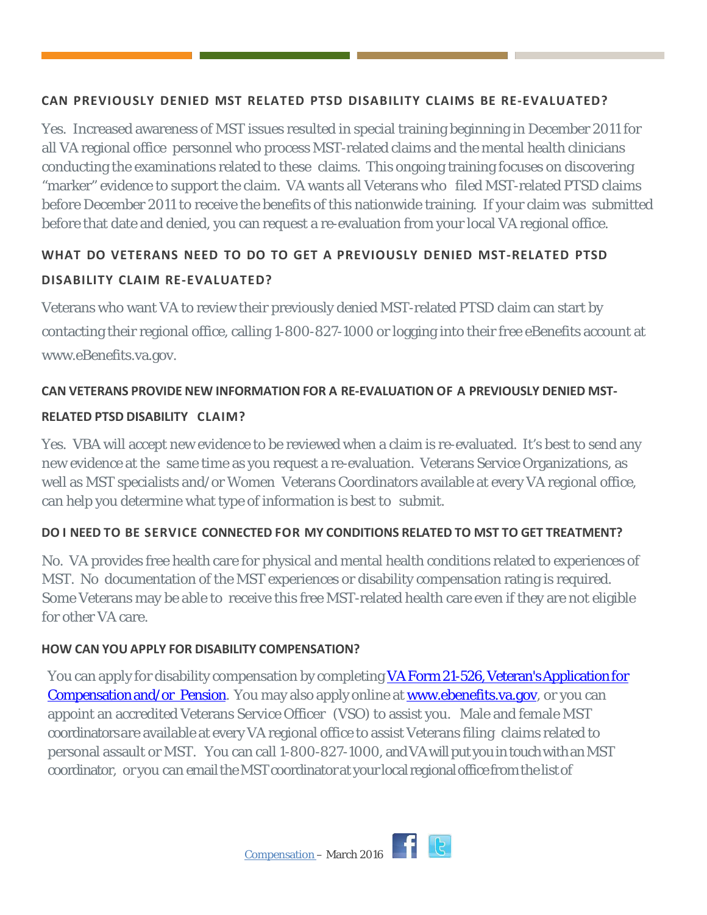## CAN PREVIOUSLY DENIED MST RELATED PTSD DISABILITY CLAIMS BE RE-EVALUATED?

Yes. Increased awareness of MST issues resulted in special training beginning in December 2011 for all VA regional office personnel who process MST-related claims and the mental health clinicians conducting the examinations related to these claims. This ongoing training focuses on discovering "marker" evidence to support the claim. VA wants all Veterans who filed MST-related PTSD claims before December 2011 to receive the benefits of this nationwide training. If your claim was submitted before that date and denied, you can request a re-evaluation from your local VA regional office.

## WHAT DO VETERANS NEED TO DO TO GET A PREVIOUSLY DENIED MST-RELATED PTSD DISABILITY CLAIM RE-EVALUATED?

Veterans who want VA to review their previously denied MST-related PTSD claim can start by contacting their regional office, calling 1-800-827-1000 or logging into their free eBenefits account at www.eBenefits.va.gov.

## CAN VETERANS PROVIDE NEW INFORMATION FOR A RE-EVALUATION OF A PREVIOUSLY DENIED MST-RELATED PTSD DISABILITY CLAIM?

Yes. VBA will accept new evidence to be reviewed when a claim is re-evaluated. It's best to send any new evidence at the same time as you request a re-evaluation. Veterans Service Organizations, as well as MST specialists and/or Women Veterans Coordinators available at every VA regional office, can help you determine what type of information is best to submit.

## DO I NEED TO BE SERVICE CONNECTED FOR MY CONDITIONS RELATED TO MST TO GET TREATMENT?

No. VA provides free health care for physical and mental health conditions related to experiences of MST. No documentation of the MST experiences or disability compensation rating is required. Some Veterans may be able to receive this free MST-related health care even if they are not eligible for other VA care.

## HOW CAN YOU APPLY FOR DISABILITY COMPENSATION?

You can apply for disability compensation by completing [VA Form 21-526, Veteran's Application for Compensation and/or Pension](). You may also apply online at [www.ebenefits.va.gov](), or you can appoint an accredited Veterans Service Officer (VSO) to assist you. Male and female MST coordinators are available at every VA regional office to assist Veterans filing claims related to personal assault or MST. You can call 1-800-827-1000, and VA will put you in touch with an MST coordinator, or you can email the MST coordinator at your local regional office from the list of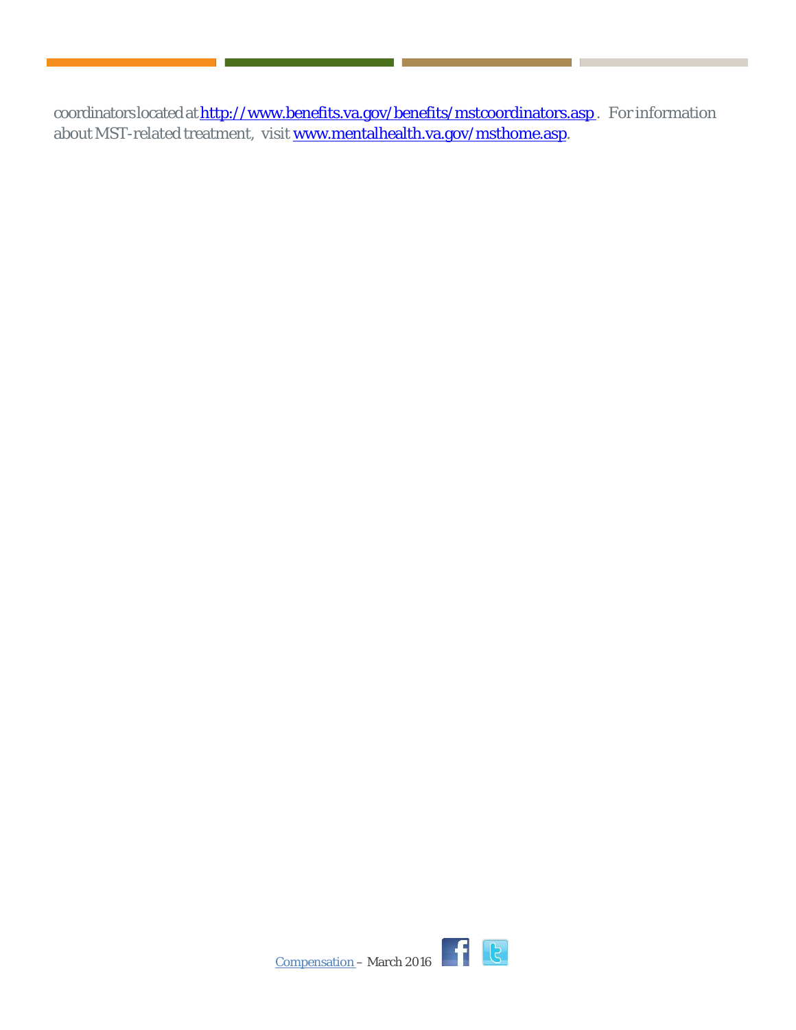coordinators located at [http://www.benefits.va.gov/benefits/mstcoordinators.asp](http://www.benefits.va.gov/benefits/mstcoordinators.asp). For information about MST-related treatment, visit [www.mentalhealth.va.gov/msthome.asp](http://www.mentalhealth.va.gov/msthome.asp).